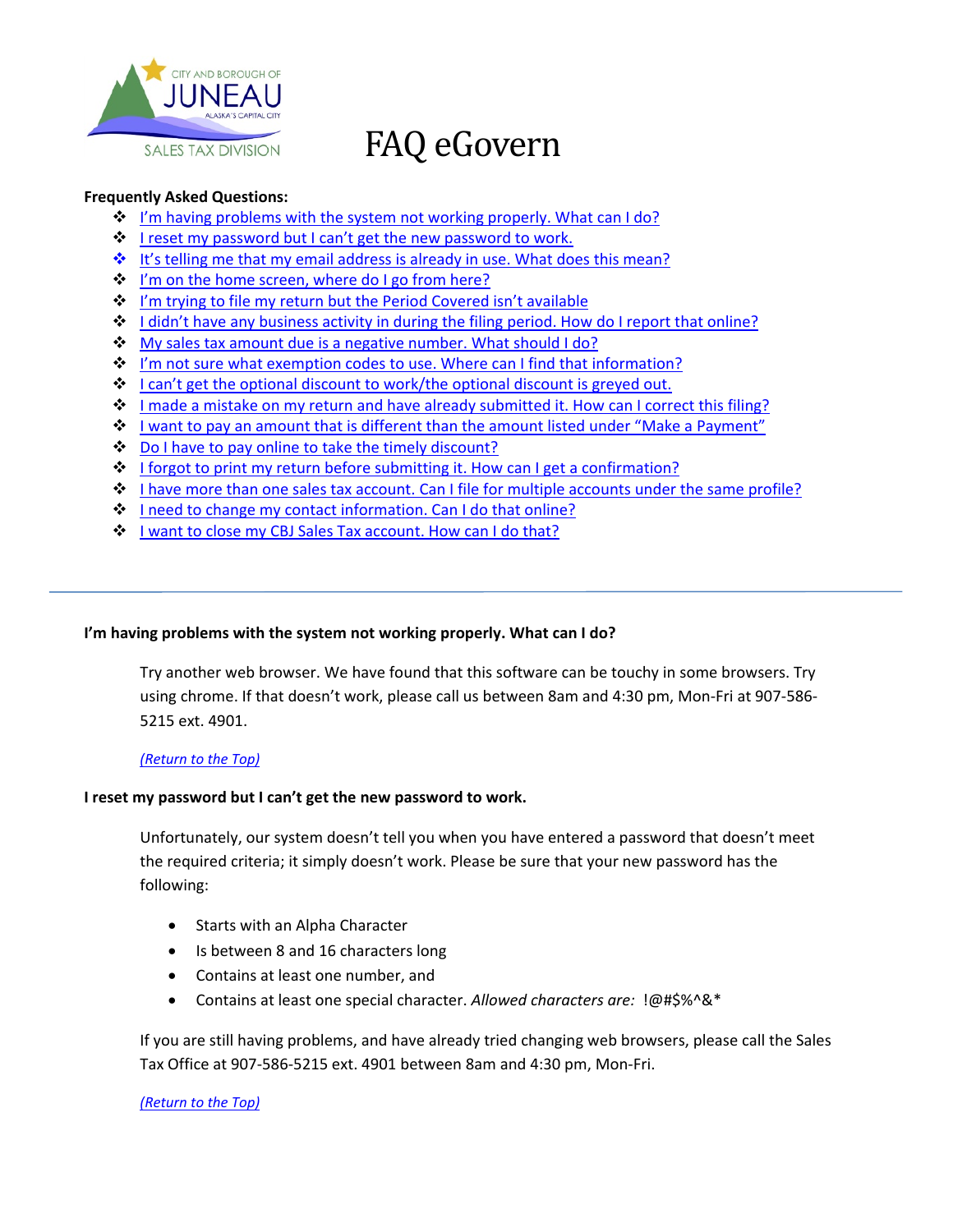CITY AND BOROUGH OF JUNEAU
ALASKA'S CAPITAL CITY
SALES TAX DIVISION

# FAQ eGovern

**Frequently Asked Questions:**

- I'm having problems with the system not working properly. What can I do?
- I reset my password but I can't get the new password to work.
- It's telling me that my email address is already in use. What does this mean?
- I'm on the home screen, where do I go from here?
- I'm trying to file my return but the Period Covered isn't available
- I didn't have any business activity in during the filing period. How do I report that online?
- My sales tax amount due is a negative number. What should I do?
- I'm not sure what exemption codes to use. Where can I find that information?
- I can't get the optional discount to work/the optional discount is greyed out.
- I made a mistake on my return and have already submitted it. How can I correct this filing?
- I want to pay an amount that is different than the amount listed under "Make a Payment"
- Do I have to pay online to take the timely discount?
- I forgot to print my return before submitting it. How can I get a confirmation?
- I have more than one sales tax account. Can I file for multiple accounts under the same profile?
- I need to change my contact information. Can I do that online?
- I want to close my CBJ Sales Tax account. How can I do that?

---

**I'm having problems with the system not working properly. What can I do?**

Try another web browser. We have found that this software can be touchy in some browsers. Try using chrome. If that doesn't work, please call us between 8am and 4:30 pm, Mon-Fri at 907-586-5215 ext. 4901.

*(Return to the Top)*

**I reset my password but I can't get the new password to work.**

Unfortunately, our system doesn't tell you when you have entered a password that doesn't meet the required criteria; it simply doesn't work. Please be sure that your new password has the following:

- Starts with an Alpha Character
- Is between 8 and 16 characters long
- Contains at least one number, and
- Contains at least one special character. *Allowed characters are:* !@#$%^&*

If you are still having problems, and have already tried changing web browsers, please call the Sales Tax Office at 907-586-5215 ext. 4901 between 8am and 4:30 pm, Mon-Fri.

*(Return to the Top)*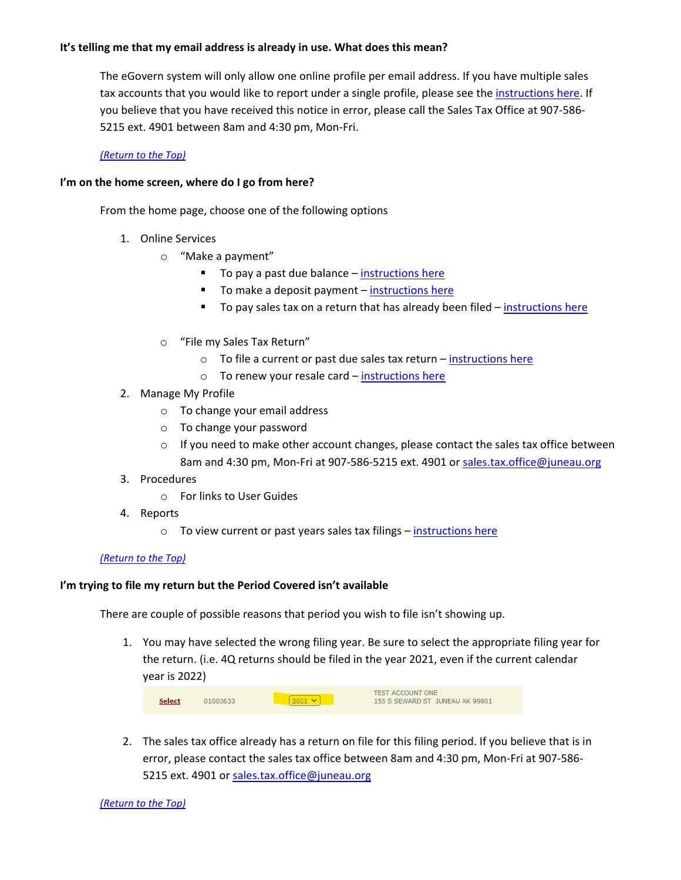**It's telling me that my email address is already in use. What does this mean?**

The eGovern system will only allow one online profile per email address. If you have multiple sales tax accounts that you would like to report under a single profile, please see the instructions here. If you believe that you have received this notice in error, please call the Sales Tax Office at 907-586-5215 ext. 4901 between 8am and 4:30 pm, Mon-Fri.

*(Return to the Top)*

**I'm on the home screen, where do I go from here?**

From the home page, choose one of the following options

1. Online Services
   - "Make a payment"
     - To pay a past due balance – instructions here
     - To make a deposit payment – instructions here
     - To pay sales tax on a return that has already been filed – instructions here
   - "File my Sales Tax Return"
     - To file a current or past due sales tax return – instructions here
     - To renew your resale card – instructions here
2. Manage My Profile
   - To change your email address
   - To change your password
   - If you need to make other account changes, please contact the sales tax office between 8am and 4:30 pm, Mon-Fri at 907-586-5215 ext. 4901 or sales.tax.office@juneau.org
3. Procedures
   - For links to User Guides
4. Reports
   - To view current or past years sales tax filings – instructions here

*(Return to the Top)*

**I'm trying to file my return but the Period Covered isn't available**

There are couple of possible reasons that period you wish to file isn't showing up.

1. You may have selected the wrong filing year. Be sure to select the appropriate filing year for the return. (i.e. 4Q returns should be filed in the year 2021, even if the current calendar year is 2022)

   | Select | 01003633 | 2021 | TEST ACCOUNT ONE<br>155 S SEWARD ST JUNEAU AK 99801 |
   |---|---|---|---|

2. The sales tax office already has a return on file for this filing period. If you believe that is in error, please contact the sales tax office between 8am and 4:30 pm, Mon-Fri at 907-586-5215 ext. 4901 or sales.tax.office@juneau.org

*(Return to the Top)*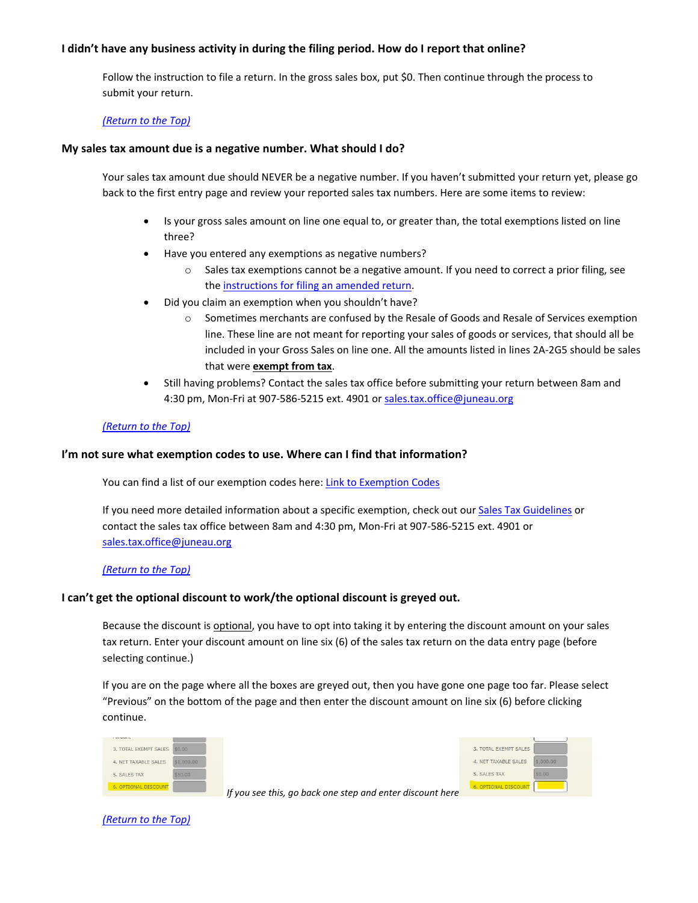### I didn't have any business activity in during the filing period. How do I report that online?

Follow the instruction to file a return. In the gross sales box, put $0. Then continue through the process to submit your return.

*(Return to the Top)*

### My sales tax amount due is a negative number. What should I do?

Your sales tax amount due should NEVER be a negative number. If you haven't submitted your return yet, please go back to the first entry page and review your reported sales tax numbers. Here are some items to review:

- Is your gross sales amount on line one equal to, or greater than, the total exemptions listed on line three?
- Have you entered any exemptions as negative numbers?
  - Sales tax exemptions cannot be a negative amount. If you need to correct a prior filing, see the instructions for filing an amended return.
- Did you claim an exemption when you shouldn't have?
  - Sometimes merchants are confused by the Resale of Goods and Resale of Services exemption line. These line are not meant for reporting your sales of goods or services, that should all be included in your Gross Sales on line one. All the amounts listed in lines 2A-2G5 should be sales that were **exempt from tax**.
- Still having problems? Contact the sales tax office before submitting your return between 8am and 4:30 pm, Mon-Fri at 907-586-5215 ext. 4901 or sales.tax.office@juneau.org

*(Return to the Top)*

### I'm not sure what exemption codes to use. Where can I find that information?

You can find a list of our exemption codes here: Link to Exemption Codes

If you need more detailed information about a specific exemption, check out our Sales Tax Guidelines or contact the sales tax office between 8am and 4:30 pm, Mon-Fri at 907-586-5215 ext. 4901 or sales.tax.office@juneau.org

*(Return to the Top)*

### I can't get the optional discount to work/the optional discount is greyed out.

Because the discount is optional, you have to opt into taking it by entering the discount amount on your sales tax return. Enter your discount amount on line six (6) of the sales tax return on the data entry page (before selecting continue.)

If you are on the page where all the boxes are greyed out, then you have gone one page too far. Please select "Previous" on the bottom of the page and then enter the discount amount on line six (6) before clicking continue.

*If you see this, go back one step and enter discount here*

*(Return to the Top)*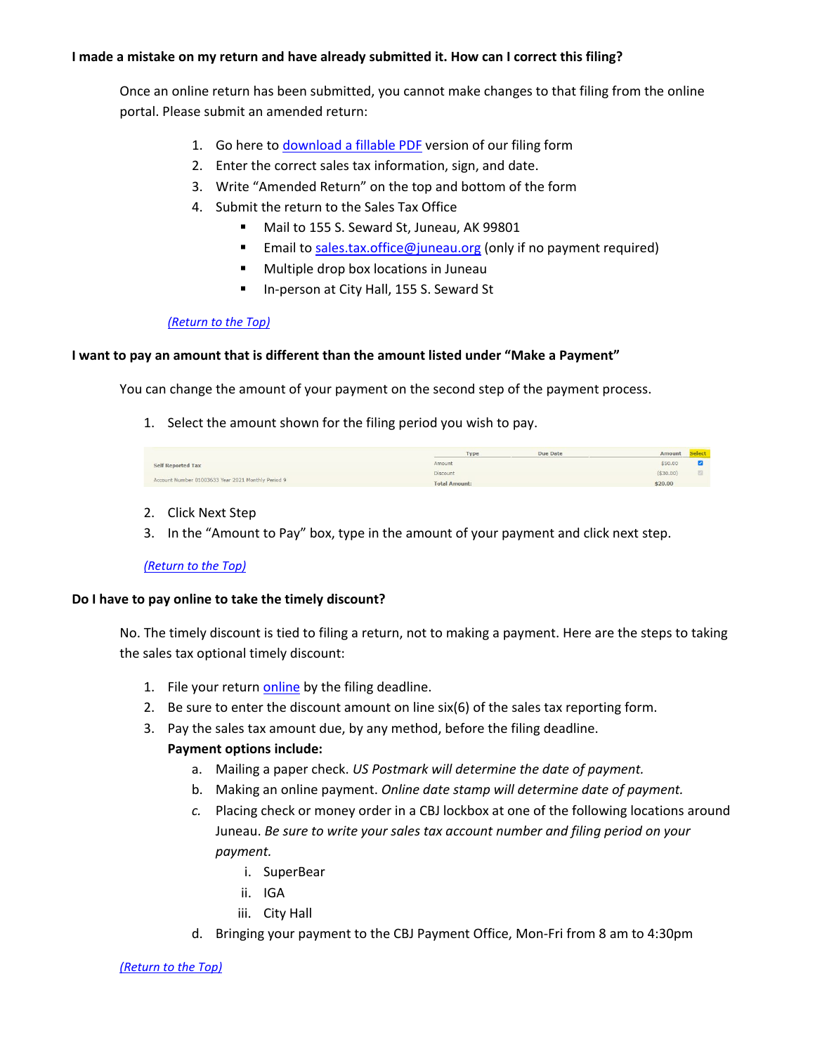**I made a mistake on my return and have already submitted it. How can I correct this filing?**

Once an online return has been submitted, you cannot make changes to that filing from the online portal. Please submit an amended return:

1. Go here to [download a fillable PDF]() version of our filing form
2. Enter the correct sales tax information, sign, and date.
3. Write "Amended Return" on the top and bottom of the form
4. Submit the return to the Sales Tax Office
   - Mail to 155 S. Seward St, Juneau, AK 99801
   - Email to [sales.tax.office@juneau.org](mailto:sales.tax.office@juneau.org) (only if no payment required)
   - Multiple drop box locations in Juneau
   - In-person at City Hall, 155 S. Seward St

*[(Return to the Top)]()*

**I want to pay an amount that is different than the amount listed under "Make a Payment"**

You can change the amount of your payment on the second step of the payment process.

1. Select the amount shown for the filing period you wish to pay.

| | Type | Due Date | Amount | Select |
|---|---|---|---|---|
| Self Reported Tax | Amount | | $50.00 | ☑ |
| | Discount | | ($30.00) | ☐ |
| Account Number 01003633 Year 2021 Monthly Period 9 | Total Amount: | | $20.00 | |

2. Click Next Step
3. In the "Amount to Pay" box, type in the amount of your payment and click next step.

*[(Return to the Top)]()*

**Do I have to pay online to take the timely discount?**

No. The timely discount is tied to filing a return, not to making a payment. Here are the steps to taking the sales tax optional timely discount:

1. File your return [online]() by the filing deadline.
2. Be sure to enter the discount amount on line six(6) of the sales tax reporting form.
3. Pay the sales tax amount due, by any method, before the filing deadline.
   **Payment options include:**
   a. Mailing a paper check. *US Postmark will determine the date of payment.*
   b. Making an online payment. *Online date stamp will determine date of payment.*
   c. Placing check or money order in a CBJ lockbox at one of the following locations around Juneau. *Be sure to write your sales tax account number and filing period on your payment.*
      i. SuperBear
      ii. IGA
      iii. City Hall
   d. Bringing your payment to the CBJ Payment Office, Mon-Fri from 8 am to 4:30pm

*[(Return to the Top)]()*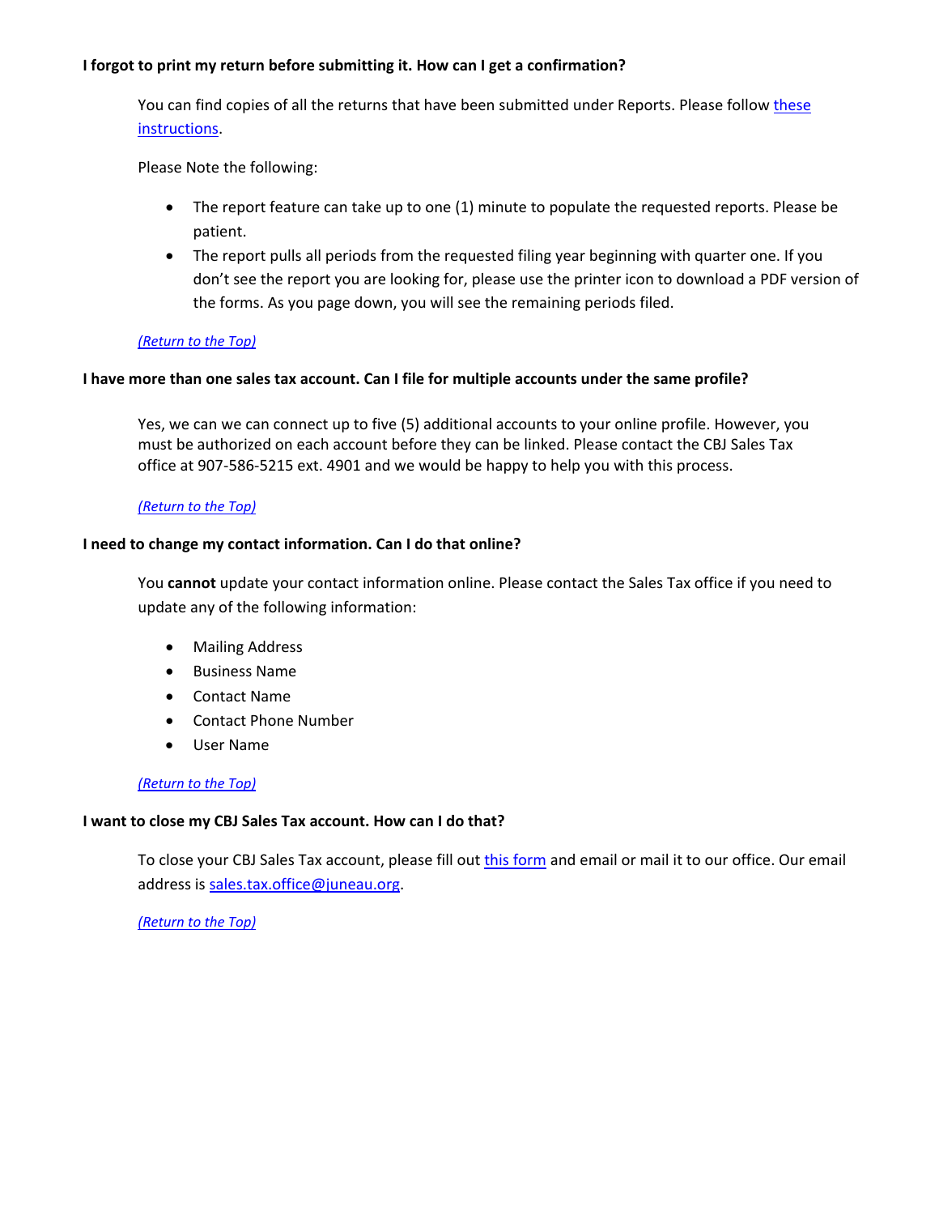**I forgot to print my return before submitting it. How can I get a confirmation?**

You can find copies of all the returns that have been submitted under Reports. Please follow these instructions.

Please Note the following:

- The report feature can take up to one (1) minute to populate the requested reports. Please be patient.
- The report pulls all periods from the requested filing year beginning with quarter one. If you don't see the report you are looking for, please use the printer icon to download a PDF version of the forms. As you page down, you will see the remaining periods filed.

*(Return to the Top)*

**I have more than one sales tax account. Can I file for multiple accounts under the same profile?**

Yes, we can we can connect up to five (5) additional accounts to your online profile. However, you must be authorized on each account before they can be linked. Please contact the CBJ Sales Tax office at 907-586-5215 ext. 4901 and we would be happy to help you with this process.

*(Return to the Top)*

**I need to change my contact information. Can I do that online?**

You **cannot** update your contact information online. Please contact the Sales Tax office if you need to update any of the following information:

- Mailing Address
- Business Name
- Contact Name
- Contact Phone Number
- User Name

*(Return to the Top)*

**I want to close my CBJ Sales Tax account. How can I do that?**

To close your CBJ Sales Tax account, please fill out this form and email or mail it to our office. Our email address is sales.tax.office@juneau.org.

*(Return to the Top)*